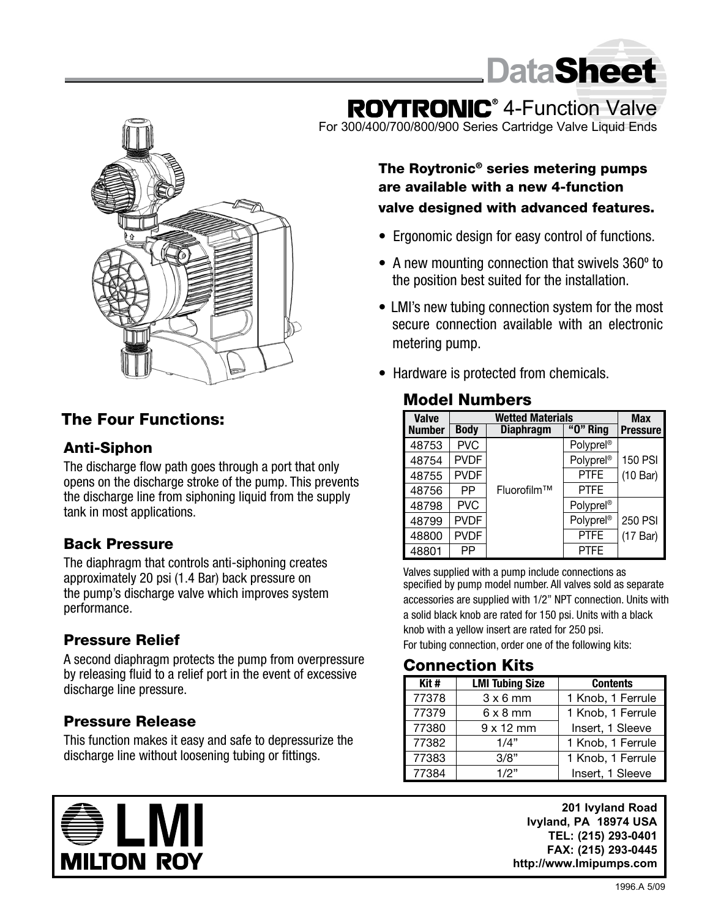# DataSheet

## ROYTRONIC® 4-Function Valve

For 300/400/700/800/900 Series Cartridge Valve Liquid Ends

**The Roytronic® series metering pumps are available with a new 4-function valve designed with advanced features.**

- Ergonomic design for easy control of functions.
- A new mounting connection that swivels 360º to the position best suited for the installation.
- LMI's new tubing connection system for the most secure connection available with an electronic metering pump.
- Hardware is protected from chemicals.

## The Four Functions:

### Anti-Siphon

The discharge flow path goes through a port that only opens on the discharge stroke of the pump. This prevents the discharge line from siphoning liquid from the supply tank in most applications.

### Back Pressure

The diaphragm that controls anti-siphoning creates approximately 20 psi (1.4 Bar) back pressure on the pump's discharge valve which improves system performance.

### Pressure Relief

A second diaphragm protects the pump from overpressure by releasing fluid to a relief port in the event of excessive discharge line pressure.

### Pressure Release

This function makes it easy and safe to depressurize the discharge line without loosening tubing or fittings.

## Model Numbers

| Valve Number | Wetted Materials | | | Max Pressure |
|---|---|---|---|---|
| | Body | Diaphragm | "O" Ring | |
| 48753 | PVC | Fluorofilm™ | Polyprel® | 150 PSI (10 Bar) |
| 48754 | PVDF | | Polyprel® | |
| 48755 | PVDF | | PTFE | |
| 48756 | PP | | PTFE | |
| 48798 | PVC | | Polyprel® | 250 PSI (17 Bar) |
| 48799 | PVDF | | Polyprel® | |
| 48800 | PVDF | | PTFE | |
| 48801 | PP | | PTFE | |

Valves supplied with a pump include connections as specified by pump model number. All valves sold as separate accessories are supplied with 1/2" NPT connection. Units with a solid black knob are rated for 150 psi. Units with a black knob with a yellow insert are rated for 250 psi.
For tubing connection, order one of the following kits:

## Connection Kits

| Kit # | LMI Tubing Size | Contents |
|---|---|---|
| 77378 | 3 x 6 mm | 1 Knob, 1 Ferrule Insert, 1 Sleeve |
| 77379 | 6 x 8 mm | |
| 77380 | 9 x 12 mm | |
| 77382 | 1/4" | 1 Knob, 1 Ferrule Insert, 1 Sleeve |
| 77383 | 3/8" | |
| 77384 | 1/2" | |

LMI
MILTON ROY

201 Ivyland Road
Ivyland, PA 18974 USA
TEL: (215) 293-0401
FAX: (215) 293-0445
http://www.lmipumps.com

1996.A 5/09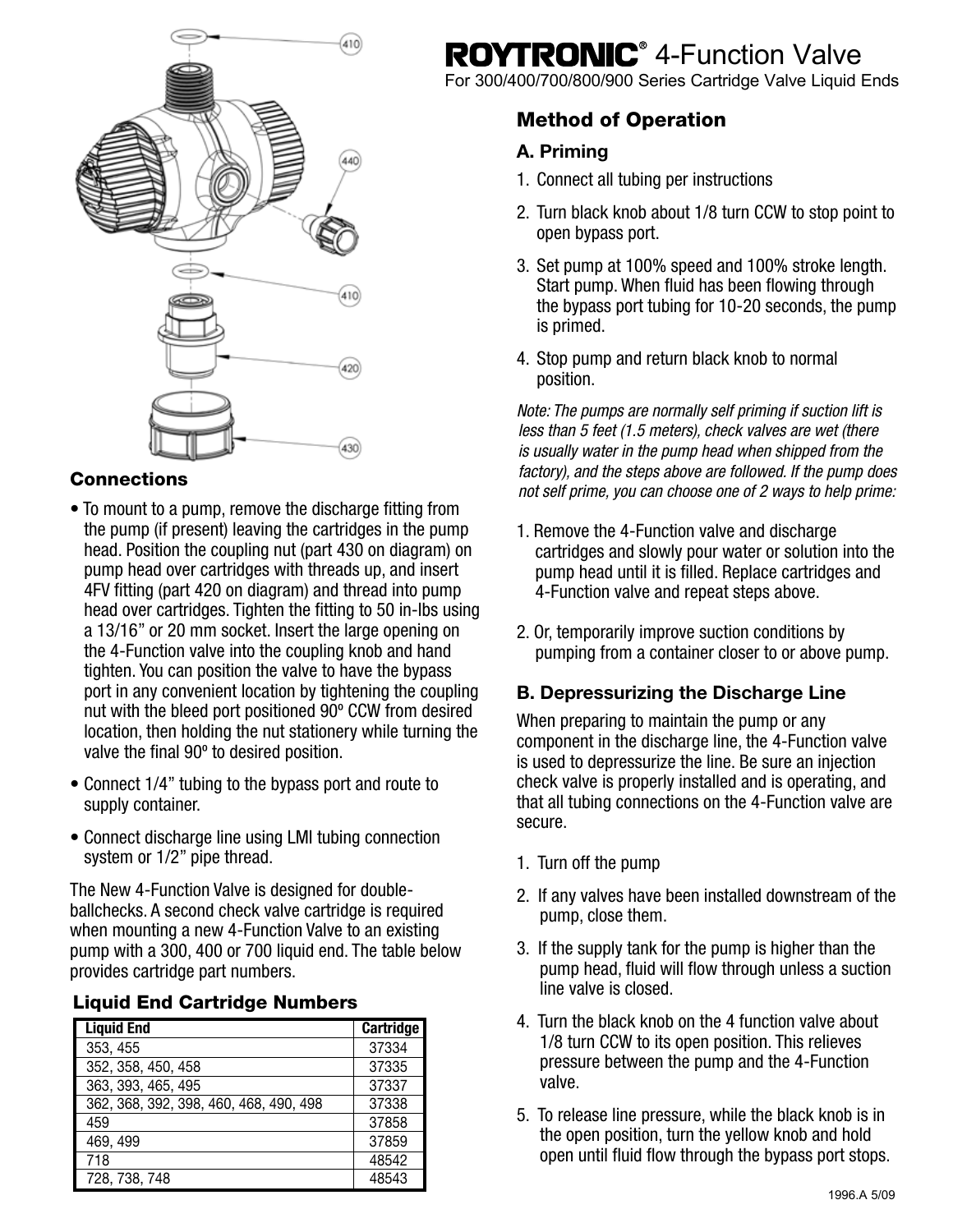# ROYTRONIC® 4-Function Valve

For 300/400/700/800/900 Series Cartridge Valve Liquid Ends

410

440

410

420

430

### Connections

- To mount to a pump, remove the discharge fitting from the pump (if present) leaving the cartridges in the pump head. Position the coupling nut (part 430 on diagram) on pump head over cartridges with threads up, and insert 4FV fitting (part 420 on diagram) and thread into pump head over cartridges. Tighten the fitting to 50 in-lbs using a 13/16" or 20 mm socket. Insert the large opening on the 4-Function valve into the coupling knob and hand tighten. You can position the valve to have the bypass port in any convenient location by tightening the coupling nut with the bleed port positioned 90º CCW from desired location, then holding the nut stationery while turning the valve the final 90º to desired position.
- Connect 1/4" tubing to the bypass port and route to supply container.
- Connect discharge line using LMI tubing connection system or 1/2" pipe thread.

The New 4-Function Valve is designed for double-ballchecks. A second check valve cartridge is required when mounting a new 4-Function Valve to an existing pump with a 300, 400 or 700 liquid end. The table below provides cartridge part numbers.

### Liquid End Cartridge Numbers

| Liquid End | Cartridge |
|---|---|
| 353, 455 | 37334 |
| 352, 358, 450, 458 | 37335 |
| 363, 393, 465, 495 | 37337 |
| 362, 368, 392, 398, 460, 468, 490, 498 | 37338 |
| 459 | 37858 |
| 469, 499 | 37859 |
| 718 | 48542 |
| 728, 738, 748 | 48543 |

## Method of Operation

### A. Priming

1. Connect all tubing per instructions
2. Turn black knob about 1/8 turn CCW to stop point to open bypass port.
3. Set pump at 100% speed and 100% stroke length. Start pump. When fluid has been flowing through the bypass port tubing for 10-20 seconds, the pump is primed.
4. Stop pump and return black knob to normal position.

*Note: The pumps are normally self priming if suction lift is less than 5 feet (1.5 meters), check valves are wet (there is usually water in the pump head when shipped from the factory), and the steps above are followed. If the pump does not self prime, you can choose one of 2 ways to help prime:*

1. Remove the 4-Function valve and discharge cartridges and slowly pour water or solution into the pump head until it is filled. Replace cartridges and 4-Function valve and repeat steps above.
2. Or, temporarily improve suction conditions by pumping from a container closer to or above pump.

### B. Depressurizing the Discharge Line

When preparing to maintain the pump or any component in the discharge line, the 4-Function valve is used to depressurize the line. Be sure an injection check valve is properly installed and is operating, and that all tubing connections on the 4-Function valve are secure.

1. Turn off the pump
2. If any valves have been installed downstream of the pump, close them.
3. If the supply tank for the pump is higher than the pump head, fluid will flow through unless a suction line valve is closed.
4. Turn the black knob on the 4 function valve about 1/8 turn CCW to its open position. This relieves pressure between the pump and the 4-Function valve.
5. To release line pressure, while the black knob is in the open position, turn the yellow knob and hold open until fluid flow through the bypass port stops.

1996.A 5/09